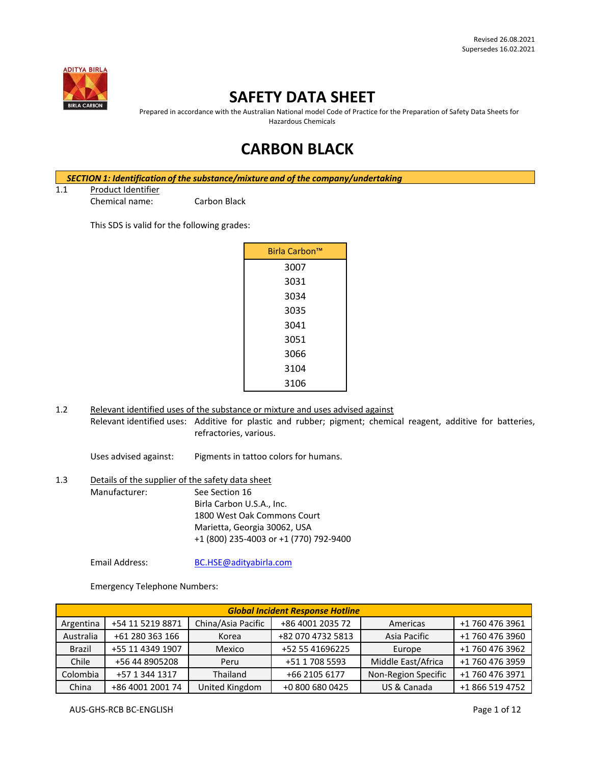Revised 26.08.2021
Supersedes 16.02.2021

# SAFETY DATA SHEET

Prepared in accordance with the Australian National model Code of Practice for the Preparation of Safety Data Sheets for Hazardous Chemicals

# CARBON BLACK

## *SECTION 1: Identification of the substance/mixture and of the company/undertaking*

1.1 Product Identifier

Chemical name: Carbon Black

This SDS is valid for the following grades:

| Birla Carbon™ |
|---|
| 3007 |
| 3031 |
| 3034 |
| 3035 |
| 3041 |
| 3051 |
| 3066 |
| 3104 |
| 3106 |

1.2 Relevant identified uses of the substance or mixture and uses advised against

Relevant identified uses: Additive for plastic and rubber; pigment; chemical reagent, additive for batteries, refractories, various.

Uses advised against: Pigments in tattoo colors for humans.

1.3 Details of the supplier of the safety data sheet

Manufacturer: See Section 16
Birla Carbon U.S.A., Inc.
1800 West Oak Commons Court
Marietta, Georgia 30062, USA
+1 (800) 235-4003 or +1 (770) 792-9400

Email Address: BC.HSE@adityabirla.com

Emergency Telephone Numbers:

| *Global Incident Response Hotline* | | | | | |
|---|---|---|---|---|---|
| Argentina | +54 11 5219 8871 | China/Asia Pacific | +86 4001 2035 72 | Americas | +1 760 476 3961 |
| Australia | +61 280 363 166 | Korea | +82 070 4732 5813 | Asia Pacific | +1 760 476 3960 |
| Brazil | +55 11 4349 1907 | Mexico | +52 55 41696225 | Europe | +1 760 476 3962 |
| Chile | +56 44 8905208 | Peru | +51 1 708 5593 | Middle East/Africa | +1 760 476 3959 |
| Colombia | +57 1 344 1317 | Thailand | +66 2105 6177 | Non-Region Specific | +1 760 476 3971 |
| China | +86 4001 2001 74 | United Kingdom | +0 800 680 0425 | US & Canada | +1 866 519 4752 |

AUS-GHS-RCB BC-ENGLISH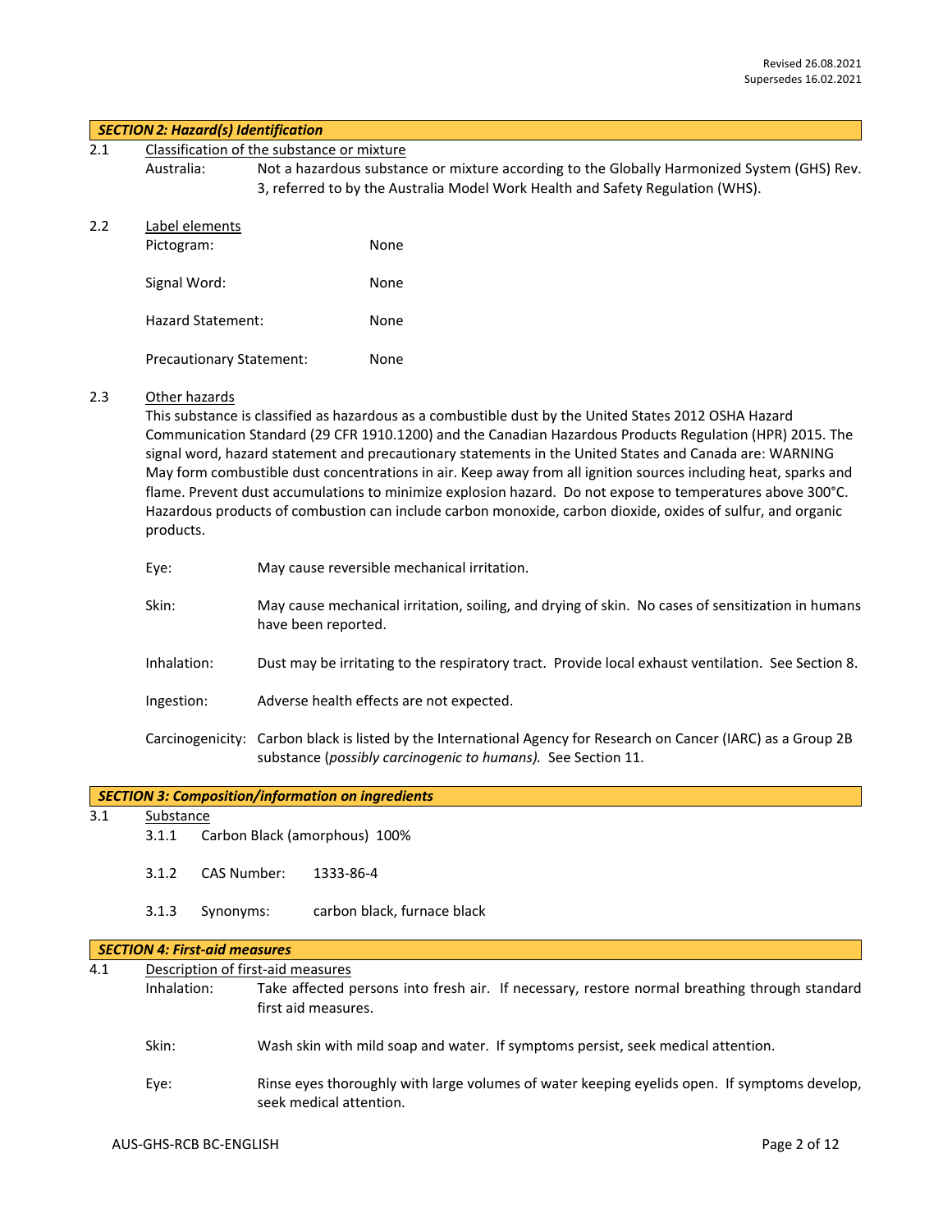Revised 26.08.2021
Supersedes 16.02.2021

## *SECTION 2: Hazard(s) Identification*

2.1 Classification of the substance or mixture

Australia: Not a hazardous substance or mixture according to the Globally Harmonized System (GHS) Rev. 3, referred to by the Australia Model Work Health and Safety Regulation (WHS).

2.2 Label elements

Pictogram: None

Signal Word: None

Hazard Statement: None

Precautionary Statement: None

2.3 Other hazards

This substance is classified as hazardous as a combustible dust by the United States 2012 OSHA Hazard Communication Standard (29 CFR 1910.1200) and the Canadian Hazardous Products Regulation (HPR) 2015. The signal word, hazard statement and precautionary statements in the United States and Canada are: WARNING May form combustible dust concentrations in air. Keep away from all ignition sources including heat, sparks and flame. Prevent dust accumulations to minimize explosion hazard. Do not expose to temperatures above 300°C. Hazardous products of combustion can include carbon monoxide, carbon dioxide, oxides of sulfur, and organic products.

Eye: May cause reversible mechanical irritation.

Skin: May cause mechanical irritation, soiling, and drying of skin. No cases of sensitization in humans have been reported.

Inhalation: Dust may be irritating to the respiratory tract. Provide local exhaust ventilation. See Section 8.

Ingestion: Adverse health effects are not expected.

Carcinogenicity: Carbon black is listed by the International Agency for Research on Cancer (IARC) as a Group 2B substance (*possibly carcinogenic to humans).* See Section 11.

## *SECTION 3: Composition/information on ingredients*

3.1 Substance

3.1.1 Carbon Black (amorphous) 100%

3.1.2 CAS Number: 1333-86-4

3.1.3 Synonyms: carbon black, furnace black

## *SECTION 4: First-aid measures*

4.1 Description of first-aid measures

Inhalation: Take affected persons into fresh air. If necessary, restore normal breathing through standard first aid measures.

Skin: Wash skin with mild soap and water. If symptoms persist, seek medical attention.

Eye: Rinse eyes thoroughly with large volumes of water keeping eyelids open. If symptoms develop, seek medical attention.

AUS-GHS-RCB BC-ENGLISH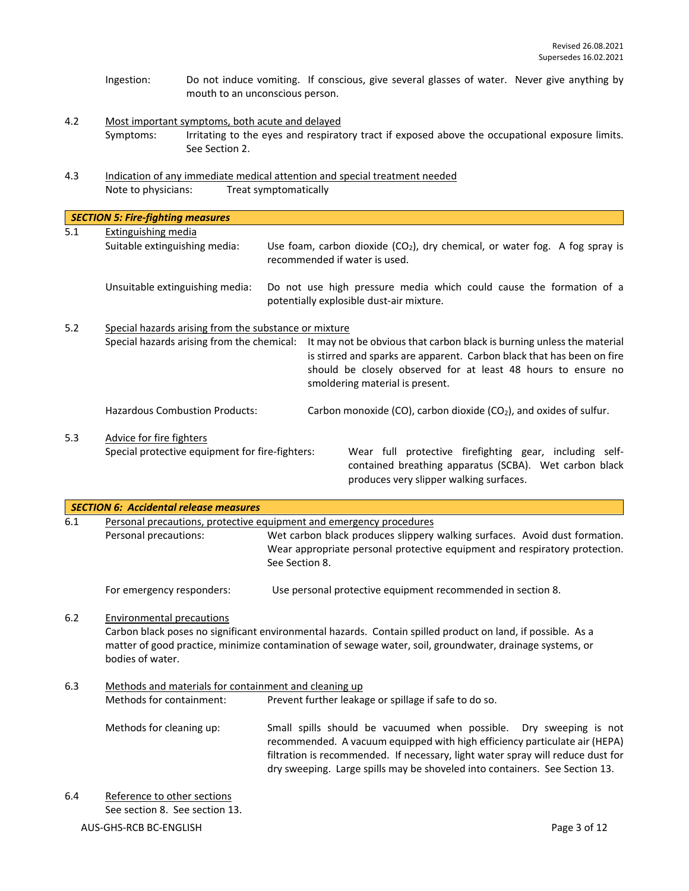Ingestion: Do not induce vomiting. If conscious, give several glasses of water. Never give anything by mouth to an unconscious person.

4.2 Most important symptoms, both acute and delayed

Symptoms: Irritating to the eyes and respiratory tract if exposed above the occupational exposure limits. See Section 2.

4.3 Indication of any immediate medical attention and special treatment needed

Note to physicians: Treat symptomatically

## SECTION 5: Fire-fighting measures

5.1 Extinguishing media

Suitable extinguishing media: Use foam, carbon dioxide ($CO_2$), dry chemical, or water fog. A fog spray is recommended if water is used.

Unsuitable extinguishing media: Do not use high pressure media which could cause the formation of a potentially explosive dust-air mixture.

5.2 Special hazards arising from the substance or mixture

Special hazards arising from the chemical: It may not be obvious that carbon black is burning unless the material is stirred and sparks are apparent. Carbon black that has been on fire should be closely observed for at least 48 hours to ensure no smoldering material is present.

Hazardous Combustion Products: Carbon monoxide (CO), carbon dioxide ($CO_2$), and oxides of sulfur.

5.3 Advice for fire fighters

Special protective equipment for fire-fighters: Wear full protective firefighting gear, including self-contained breathing apparatus (SCBA). Wet carbon black produces very slipper walking surfaces.

## SECTION 6: Accidental release measures

6.1 Personal precautions, protective equipment and emergency procedures

Personal precautions: Wet carbon black produces slippery walking surfaces. Avoid dust formation. Wear appropriate personal protective equipment and respiratory protection. See Section 8.

For emergency responders: Use personal protective equipment recommended in section 8.

6.2 Environmental precautions

Carbon black poses no significant environmental hazards. Contain spilled product on land, if possible. As a matter of good practice, minimize contamination of sewage water, soil, groundwater, drainage systems, or bodies of water.

6.3 Methods and materials for containment and cleaning up

Methods for containment: Prevent further leakage or spillage if safe to do so.

Methods for cleaning up: Small spills should be vacuumed when possible. Dry sweeping is not recommended. A vacuum equipped with high efficiency particulate air (HEPA) filtration is recommended. If necessary, light water spray will reduce dust for dry sweeping. Large spills may be shoveled into containers. See Section 13.

6.4 Reference to other sections

See section 8. See section 13.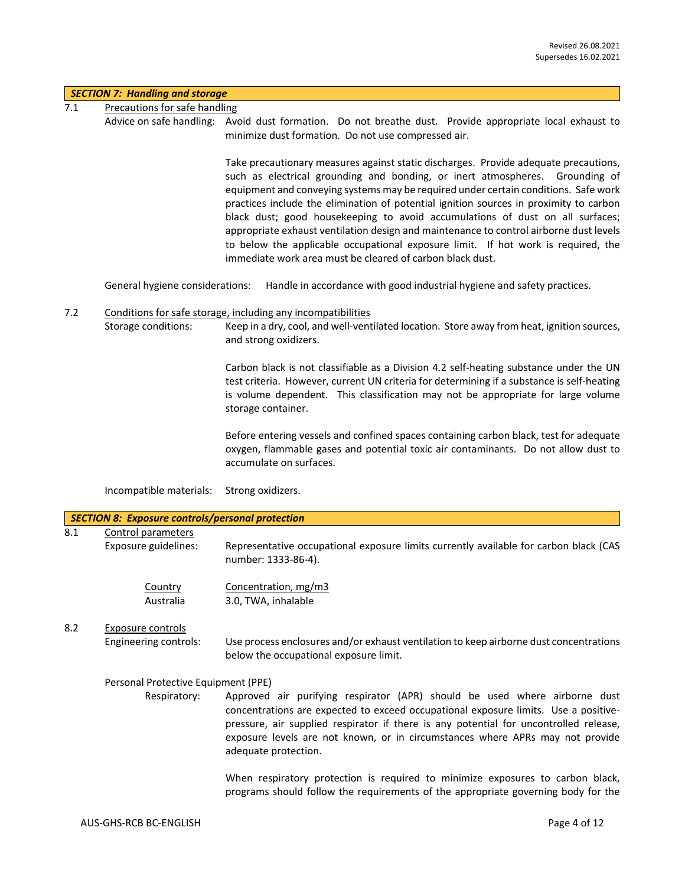Revised 26.08.2021
Supersedes 16.02.2021

## *SECTION 7: Handling and storage*

7.1 Precautions for safe handling

Advice on safe handling: Avoid dust formation. Do not breathe dust. Provide appropriate local exhaust to minimize dust formation. Do not use compressed air.

Take precautionary measures against static discharges. Provide adequate precautions, such as electrical grounding and bonding, or inert atmospheres. Grounding of equipment and conveying systems may be required under certain conditions. Safe work practices include the elimination of potential ignition sources in proximity to carbon black dust; good housekeeping to avoid accumulations of dust on all surfaces; appropriate exhaust ventilation design and maintenance to control airborne dust levels to below the applicable occupational exposure limit. If hot work is required, the immediate work area must be cleared of carbon black dust.

General hygiene considerations: Handle in accordance with good industrial hygiene and safety practices.

7.2 Conditions for safe storage, including any incompatibilities

Storage conditions: Keep in a dry, cool, and well-ventilated location. Store away from heat, ignition sources, and strong oxidizers.

Carbon black is not classifiable as a Division 4.2 self-heating substance under the UN test criteria. However, current UN criteria for determining if a substance is self-heating is volume dependent. This classification may not be appropriate for large volume storage container.

Before entering vessels and confined spaces containing carbon black, test for adequate oxygen, flammable gases and potential toxic air contaminants. Do not allow dust to accumulate on surfaces.

Incompatible materials: Strong oxidizers.

## *SECTION 8: Exposure controls/personal protection*

8.1 Control parameters

Exposure guidelines: Representative occupational exposure limits currently available for carbon black (CAS number: 1333-86-4).

| Country | Concentration, mg/m3 |
|---|---|
| Australia | 3.0, TWA, inhalable |

8.2 Exposure controls

Engineering controls: Use process enclosures and/or exhaust ventilation to keep airborne dust concentrations below the occupational exposure limit.

Personal Protective Equipment (PPE)

Respiratory: Approved air purifying respirator (APR) should be used where airborne dust concentrations are expected to exceed occupational exposure limits. Use a positive-pressure, air supplied respirator if there is any potential for uncontrolled release, exposure levels are not known, or in circumstances where APRs may not provide adequate protection.

When respiratory protection is required to minimize exposures to carbon black, programs should follow the requirements of the appropriate governing body for the

AUS-GHS-RCB BC-ENGLISH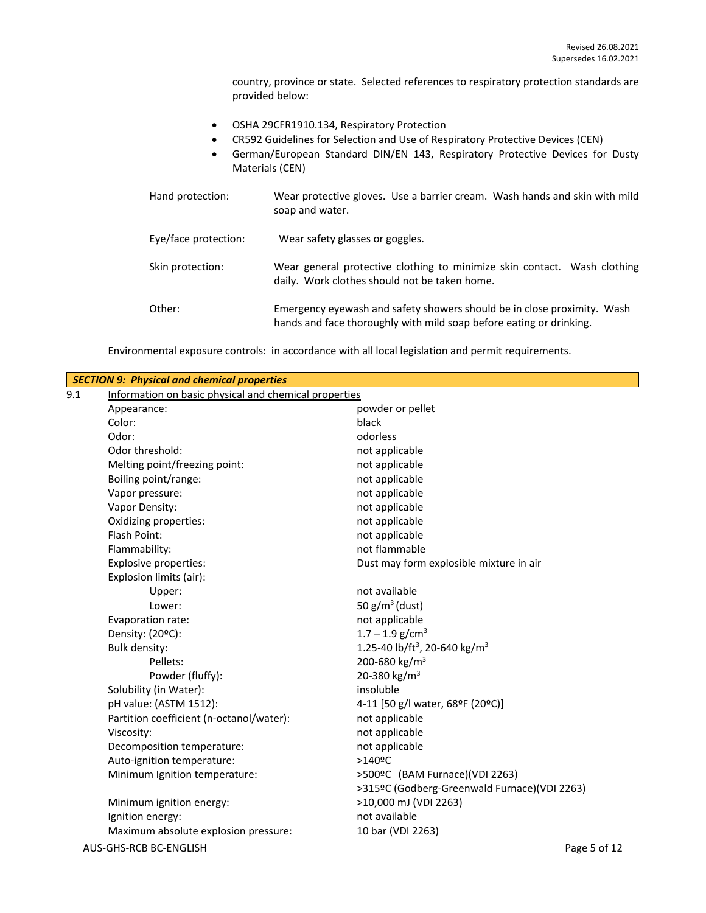country, province or state. Selected references to respiratory protection standards are provided below:

- OSHA 29CFR1910.134, Respiratory Protection
- CR592 Guidelines for Selection and Use of Respiratory Protective Devices (CEN)
- German/European Standard DIN/EN 143, Respiratory Protective Devices for Dusty Materials (CEN)

| | |
|---|---|
| Hand protection: | Wear protective gloves. Use a barrier cream. Wash hands and skin with mild soap and water. |
| Eye/face protection: | Wear safety glasses or goggles. |
| Skin protection: | Wear general protective clothing to minimize skin contact. Wash clothing daily. Work clothes should not be taken home. |
| Other: | Emergency eyewash and safety showers should be in close proximity. Wash hands and face thoroughly with mild soap before eating or drinking. |

Environmental exposure controls: in accordance with all local legislation and permit requirements.

## *SECTION 9: Physical and chemical properties*

9.1 Information on basic physical and chemical properties

| Property | Value |
|---|---|
| Appearance: | powder or pellet |
| Color: | black |
| Odor: | odorless |
| Odor threshold: | not applicable |
| Melting point/freezing point: | not applicable |
| Boiling point/range: | not applicable |
| Vapor pressure: | not applicable |
| Vapor Density: | not applicable |
| Oxidizing properties: | not applicable |
| Flash Point: | not applicable |
| Flammability: | not flammable |
| Explosive properties: | Dust may form explosible mixture in air |
| Explosion limits (air): | |
| Upper: | not available |
| Lower: | 50 $g/m^3$ (dust) |
| Evaporation rate: | not applicable |
| Density: (20ºC): | 1.7 – 1.9 $g/cm^3$ |
| Bulk density: | 1.25-40 $lb/ft^3$, 20-640 $kg/m^3$ |
| Pellets: | 200-680 $kg/m^3$ |
| Powder (fluffy): | 20-380 $kg/m^3$ |
| Solubility (in Water): | insoluble |
| pH value: (ASTM 1512): | 4-11 [50 g/l water, 68ºF (20ºC)] |
| Partition coefficient (n-octanol/water): | not applicable |
| Viscosity: | not applicable |
| Decomposition temperature: | not applicable |
| Auto-ignition temperature: | >140ºC |
| Minimum Ignition temperature: | >500ºC (BAM Furnace)(VDI 2263)<br>>315ºC (Godberg-Greenwald Furnace)(VDI 2263) |
| Minimum ignition energy: | >10,000 mJ (VDI 2263) |
| Ignition energy: | not available |
| Maximum absolute explosion pressure: | 10 bar (VDI 2263) |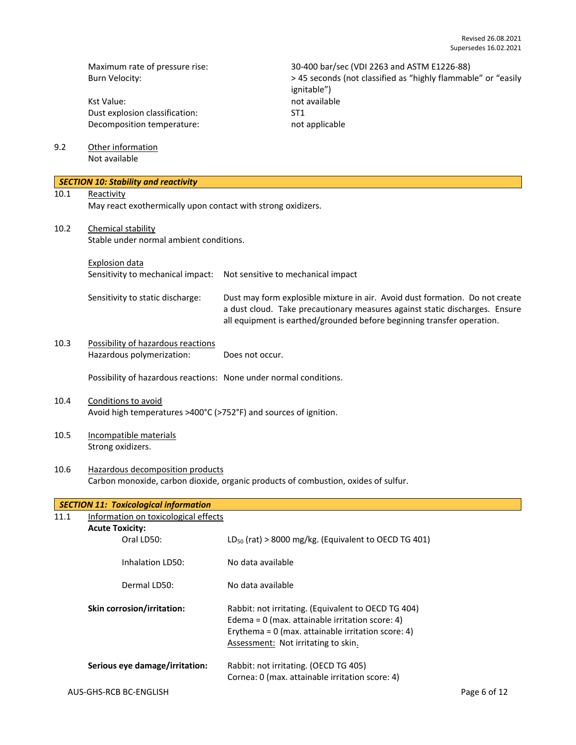Maximum rate of pressure rise: 30-400 bar/sec (VDI 2263 and ASTM E1226-88)
Burn Velocity: > 45 seconds (not classified as "highly flammable" or "easily ignitable")
Kst Value: not available
Dust explosion classification: ST1
Decomposition temperature: not applicable

9.2 Other information

Not available

## SECTION 10: Stability and reactivity

10.1 Reactivity

May react exothermically upon contact with strong oxidizers.

10.2 Chemical stability

Stable under normal ambient conditions.

Explosion data

Sensitivity to mechanical impact: Not sensitive to mechanical impact

Sensitivity to static discharge: Dust may form explosible mixture in air. Avoid dust formation. Do not create a dust cloud. Take precautionary measures against static discharges. Ensure all equipment is earthed/grounded before beginning transfer operation.

10.3 Possibility of hazardous reactions

Hazardous polymerization: Does not occur.

Possibility of hazardous reactions: None under normal conditions.

10.4 Conditions to avoid

Avoid high temperatures >400°C (>752°F) and sources of ignition.

10.5 Incompatible materials

Strong oxidizers.

10.6 Hazardous decomposition products

Carbon monoxide, carbon dioxide, organic products of combustion, oxides of sulfur.

## SECTION 11: Toxicological information

11.1 Information on toxicological effects

**Acute Toxicity:**

Oral LD50: $LD_{50}$ (rat) > 8000 mg/kg. (Equivalent to OECD TG 401)

Inhalation LD50: No data available

Dermal LD50: No data available

**Skin corrosion/irritation:** Rabbit: not irritating. (Equivalent to OECD TG 404)
Edema = 0 (max. attainable irritation score: 4)
Erythema = 0 (max. attainable irritation score: 4)
Assessment: Not irritating to skin.

**Serious eye damage/irritation:** Rabbit: not irritating. (OECD TG 405)
Cornea: 0 (max. attainable irritation score: 4)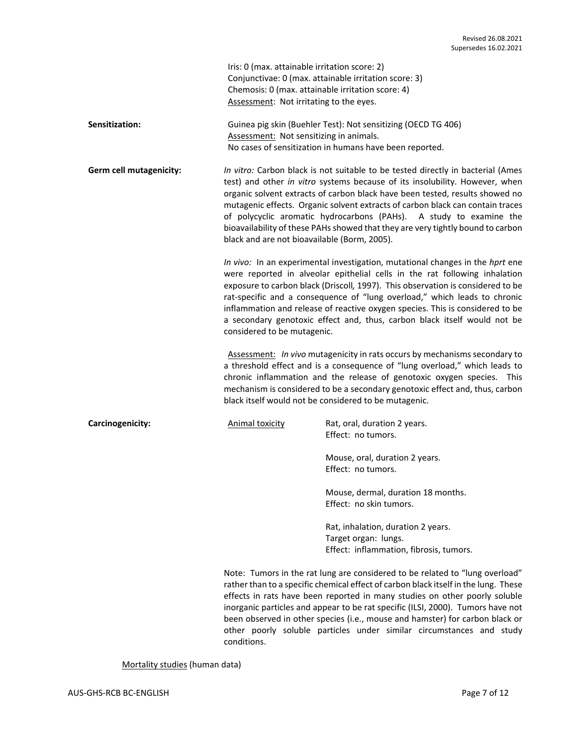Iris: 0 (max. attainable irritation score: 2)
Conjunctivae: 0 (max. attainable irritation score: 3)
Chemosis: 0 (max. attainable irritation score: 4)
Assessment: Not irritating to the eyes.

**Sensitization:**

Guinea pig skin (Buehler Test): Not sensitizing (OECD TG 406)
Assessment: Not sensitizing in animals.
No cases of sensitization in humans have been reported.

**Germ cell mutagenicity:**

*In vitro:* Carbon black is not suitable to be tested directly in bacterial (Ames test) and other *in vitro* systems because of its insolubility. However, when organic solvent extracts of carbon black have been tested, results showed no mutagenic effects. Organic solvent extracts of carbon black can contain traces of polycyclic aromatic hydrocarbons (PAHs). A study to examine the bioavailability of these PAHs showed that they are very tightly bound to carbon black and are not bioavailable (Borm, 2005).

*In vivo:* In an experimental investigation, mutational changes in the *hprt* ene were reported in alveolar epithelial cells in the rat following inhalation exposure to carbon black (Driscoll, 1997). This observation is considered to be rat-specific and a consequence of "lung overload," which leads to chronic inflammation and release of reactive oxygen species. This is considered to be a secondary genotoxic effect and, thus, carbon black itself would not be considered to be mutagenic.

Assessment: *In vivo* mutagenicity in rats occurs by mechanisms secondary to a threshold effect and is a consequence of "lung overload," which leads to chronic inflammation and the release of genotoxic oxygen species. This mechanism is considered to be a secondary genotoxic effect and, thus, carbon black itself would not be considered to be mutagenic.

**Carcinogenicity:**

Animal toxicity

Rat, oral, duration 2 years.
Effect: no tumors.

Mouse, oral, duration 2 years.
Effect: no tumors.

Mouse, dermal, duration 18 months.
Effect: no skin tumors.

Rat, inhalation, duration 2 years.
Target organ: lungs.
Effect: inflammation, fibrosis, tumors.

Note: Tumors in the rat lung are considered to be related to "lung overload" rather than to a specific chemical effect of carbon black itself in the lung. These effects in rats have been reported in many studies on other poorly soluble inorganic particles and appear to be rat specific (ILSI, 2000). Tumors have not been observed in other species (i.e., mouse and hamster) for carbon black or other poorly soluble particles under similar circumstances and study conditions.

Mortality studies (human data)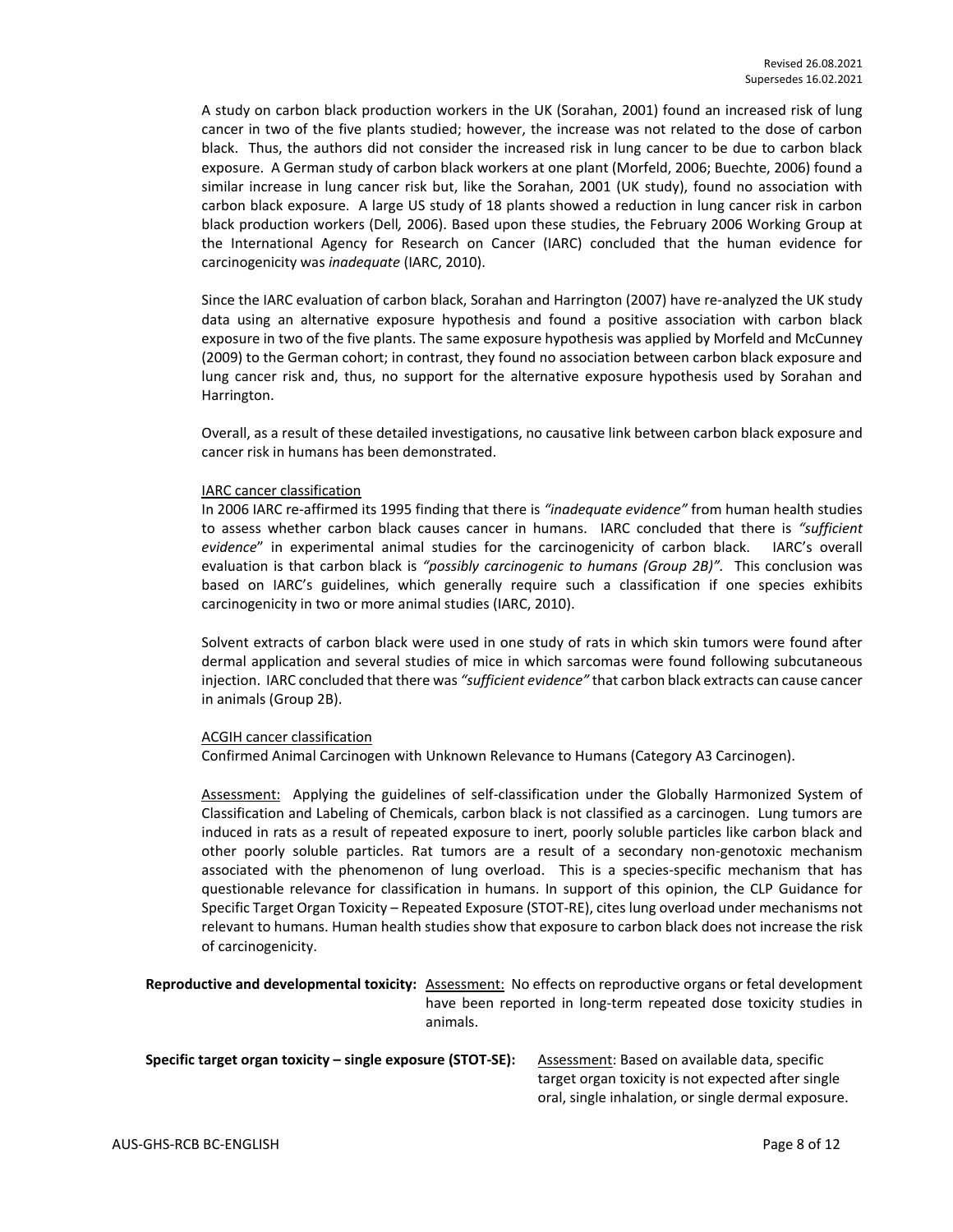A study on carbon black production workers in the UK (Sorahan, 2001) found an increased risk of lung cancer in two of the five plants studied; however, the increase was not related to the dose of carbon black. Thus, the authors did not consider the increased risk in lung cancer to be due to carbon black exposure. A German study of carbon black workers at one plant (Morfeld, 2006; Buechte, 2006) found a similar increase in lung cancer risk but, like the Sorahan, 2001 (UK study), found no association with carbon black exposure. A large US study of 18 plants showed a reduction in lung cancer risk in carbon black production workers (Dell*,* 2006). Based upon these studies, the February 2006 Working Group at the International Agency for Research on Cancer (IARC) concluded that the human evidence for carcinogenicity was *inadequate* (IARC, 2010).

Since the IARC evaluation of carbon black, Sorahan and Harrington (2007) have re-analyzed the UK study data using an alternative exposure hypothesis and found a positive association with carbon black exposure in two of the five plants. The same exposure hypothesis was applied by Morfeld and McCunney (2009) to the German cohort; in contrast, they found no association between carbon black exposure and lung cancer risk and, thus, no support for the alternative exposure hypothesis used by Sorahan and Harrington.

Overall, as a result of these detailed investigations, no causative link between carbon black exposure and cancer risk in humans has been demonstrated.

<u>IARC cancer classification</u>

In 2006 IARC re-affirmed its 1995 finding that there is *"inadequate evidence"* from human health studies to assess whether carbon black causes cancer in humans. IARC concluded that there is *"sufficient evidence*" in experimental animal studies for the carcinogenicity of carbon black. IARC's overall evaluation is that carbon black is *"possibly carcinogenic to humans (Group 2B)"*. This conclusion was based on IARC's guidelines, which generally require such a classification if one species exhibits carcinogenicity in two or more animal studies (IARC, 2010).

Solvent extracts of carbon black were used in one study of rats in which skin tumors were found after dermal application and several studies of mice in which sarcomas were found following subcutaneous injection. IARC concluded that there was *"sufficient evidence"* that carbon black extracts can cause cancer in animals (Group 2B).

<u>ACGIH cancer classification</u>

Confirmed Animal Carcinogen with Unknown Relevance to Humans (Category A3 Carcinogen).

<u>Assessment:</u> Applying the guidelines of self-classification under the Globally Harmonized System of Classification and Labeling of Chemicals, carbon black is not classified as a carcinogen. Lung tumors are induced in rats as a result of repeated exposure to inert, poorly soluble particles like carbon black and other poorly soluble particles. Rat tumors are a result of a secondary non-genotoxic mechanism associated with the phenomenon of lung overload. This is a species-specific mechanism that has questionable relevance for classification in humans. In support of this opinion, the CLP Guidance for Specific Target Organ Toxicity – Repeated Exposure (STOT-RE), cites lung overload under mechanisms not relevant to humans. Human health studies show that exposure to carbon black does not increase the risk of carcinogenicity.

**Reproductive and developmental toxicity:** <u>Assessment:</u> No effects on reproductive organs or fetal development have been reported in long-term repeated dose toxicity studies in animals.

**Specific target organ toxicity – single exposure (STOT-SE):** <u>Assessment</u>: Based on available data, specific target organ toxicity is not expected after single oral, single inhalation, or single dermal exposure.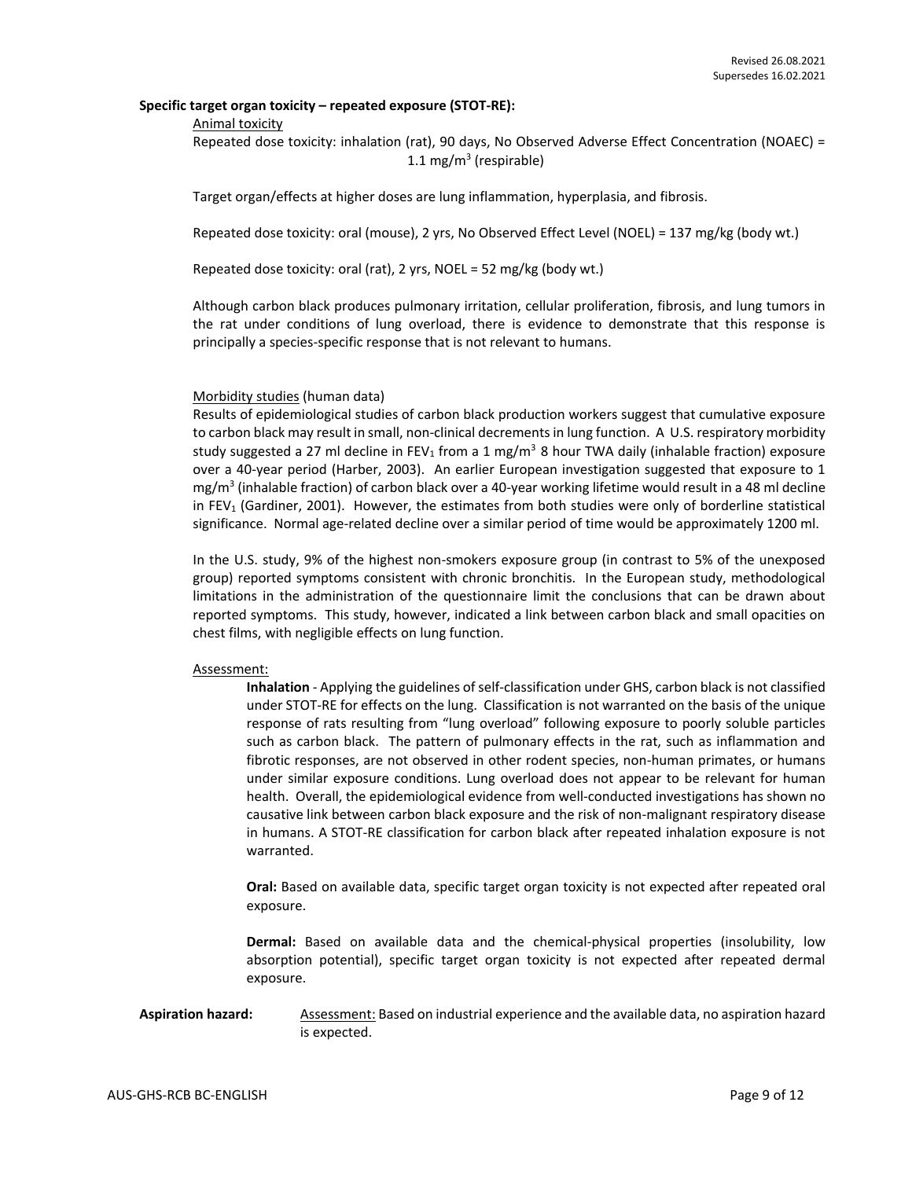**Specific target organ toxicity – repeated exposure (STOT-RE):**

Animal toxicity

Repeated dose toxicity: inhalation (rat), 90 days, No Observed Adverse Effect Concentration (NOAEC) = 1.1 mg/m$^3$ (respirable)

Target organ/effects at higher doses are lung inflammation, hyperplasia, and fibrosis.

Repeated dose toxicity: oral (mouse), 2 yrs, No Observed Effect Level (NOEL) = 137 mg/kg (body wt.)

Repeated dose toxicity: oral (rat), 2 yrs, NOEL = 52 mg/kg (body wt.)

Although carbon black produces pulmonary irritation, cellular proliferation, fibrosis, and lung tumors in the rat under conditions of lung overload, there is evidence to demonstrate that this response is principally a species-specific response that is not relevant to humans.

Morbidity studies (human data)

Results of epidemiological studies of carbon black production workers suggest that cumulative exposure to carbon black may result in small, non-clinical decrements in lung function. A U.S. respiratory morbidity study suggested a 27 ml decline in $FEV_1$ from a 1 mg/m$^3$ 8 hour TWA daily (inhalable fraction) exposure over a 40-year period (Harber, 2003). An earlier European investigation suggested that exposure to 1 mg/m$^3$ (inhalable fraction) of carbon black over a 40-year working lifetime would result in a 48 ml decline in $FEV_1$ (Gardiner, 2001). However, the estimates from both studies were only of borderline statistical significance. Normal age-related decline over a similar period of time would be approximately 1200 ml.

In the U.S. study, 9% of the highest non-smokers exposure group (in contrast to 5% of the unexposed group) reported symptoms consistent with chronic bronchitis. In the European study, methodological limitations in the administration of the questionnaire limit the conclusions that can be drawn about reported symptoms. This study, however, indicated a link between carbon black and small opacities on chest films, with negligible effects on lung function.

Assessment:

**Inhalation** - Applying the guidelines of self-classification under GHS, carbon black is not classified under STOT-RE for effects on the lung. Classification is not warranted on the basis of the unique response of rats resulting from "lung overload" following exposure to poorly soluble particles such as carbon black. The pattern of pulmonary effects in the rat, such as inflammation and fibrotic responses, are not observed in other rodent species, non-human primates, or humans under similar exposure conditions. Lung overload does not appear to be relevant for human health. Overall, the epidemiological evidence from well-conducted investigations has shown no causative link between carbon black exposure and the risk of non-malignant respiratory disease in humans. A STOT-RE classification for carbon black after repeated inhalation exposure is not warranted.

**Oral:** Based on available data, specific target organ toxicity is not expected after repeated oral exposure.

**Dermal:** Based on available data and the chemical-physical properties (insolubility, low absorption potential), specific target organ toxicity is not expected after repeated dermal exposure.

**Aspiration hazard:** Assessment: Based on industrial experience and the available data, no aspiration hazard is expected.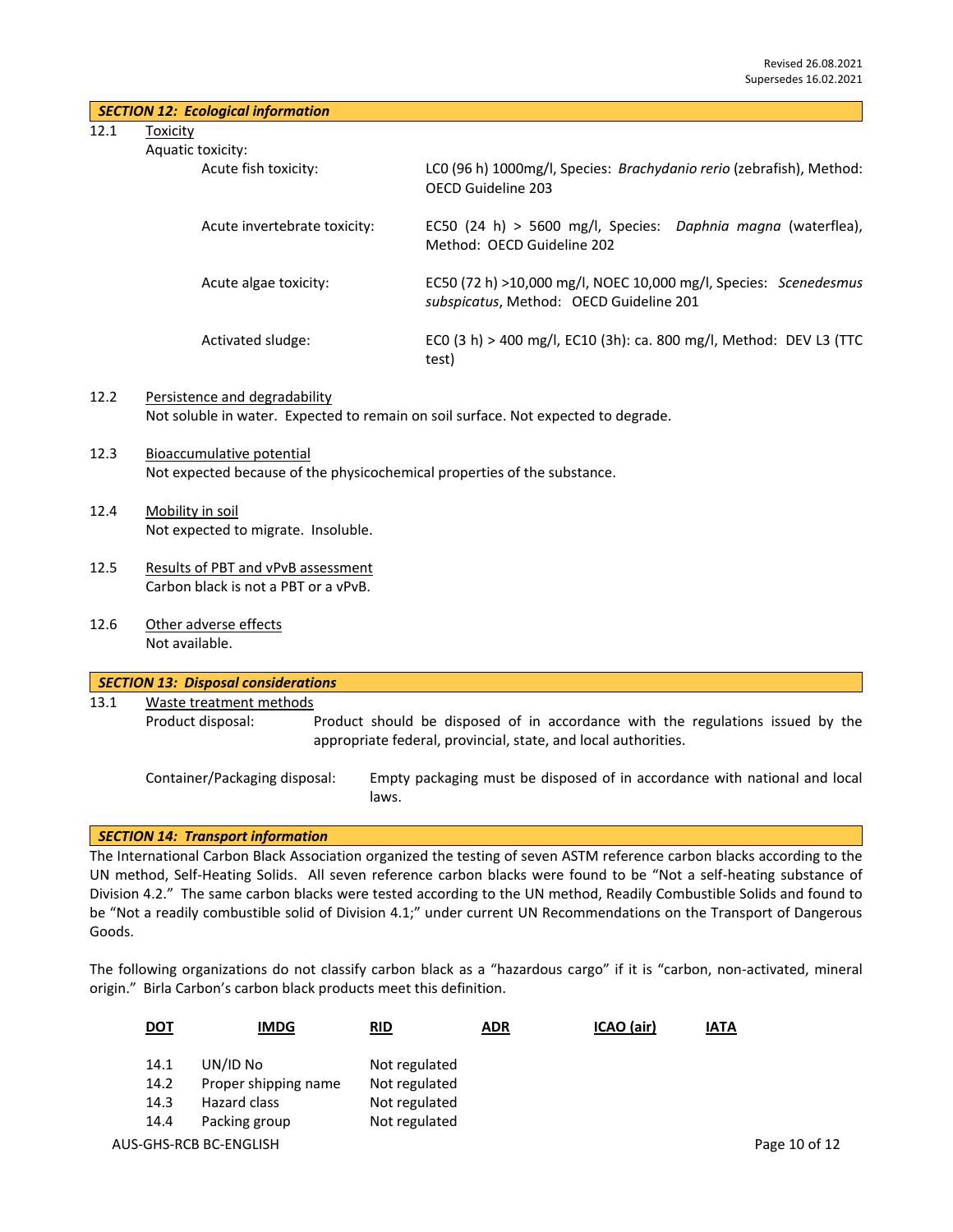Revised 26.08.2021
Supersedes 16.02.2021

## *SECTION 12: Ecological information*

12.1 Toxicity

Aquatic toxicity:

| | |
|---|---|
| Acute fish toxicity: | LC0 (96 h) 1000mg/l, Species: *Brachydanio rerio* (zebrafish), Method: OECD Guideline 203 |
| Acute invertebrate toxicity: | EC50 (24 h) > 5600 mg/l, Species: *Daphnia magna* (waterflea), Method: OECD Guideline 202 |
| Acute algae toxicity: | EC50 (72 h) >10,000 mg/l, NOEC 10,000 mg/l, Species: *Scenedesmus subspicatus*, Method: OECD Guideline 201 |
| Activated sludge: | EC0 (3 h) > 400 mg/l, EC10 (3h): ca. 800 mg/l, Method: DEV L3 (TTC test) |

12.2 Persistence and degradability

Not soluble in water. Expected to remain on soil surface. Not expected to degrade.

12.3 Bioaccumulative potential

Not expected because of the physicochemical properties of the substance.

12.4 Mobility in soil

Not expected to migrate. Insoluble.

12.5 Results of PBT and vPvB assessment

Carbon black is not a PBT or a vPvB.

12.6 Other adverse effects

Not available.

## *SECTION 13: Disposal considerations*

13.1 Waste treatment methods

Product disposal: Product should be disposed of in accordance with the regulations issued by the appropriate federal, provincial, state, and local authorities.

Container/Packaging disposal: Empty packaging must be disposed of in accordance with national and local laws.

## *SECTION 14: Transport information*

The International Carbon Black Association organized the testing of seven ASTM reference carbon blacks according to the UN method, Self-Heating Solids. All seven reference carbon blacks were found to be "Not a self-heating substance of Division 4.2." The same carbon blacks were tested according to the UN method, Readily Combustible Solids and found to be "Not a readily combustible solid of Division 4.1;" under current UN Recommendations on the Transport of Dangerous Goods.

The following organizations do not classify carbon black as a "hazardous cargo" if it is "carbon, non-activated, mineral origin." Birla Carbon's carbon black products meet this definition.

**DOT** **IMDG** **RID** **ADR** **ICAO (air)** **IATA**

| | | |
|---|---|---|
| 14.1 | UN/ID No | Not regulated |
| 14.2 | Proper shipping name | Not regulated |
| 14.3 | Hazard class | Not regulated |
| 14.4 | Packing group | Not regulated |

AUS-GHS-RCB BC-ENGLISH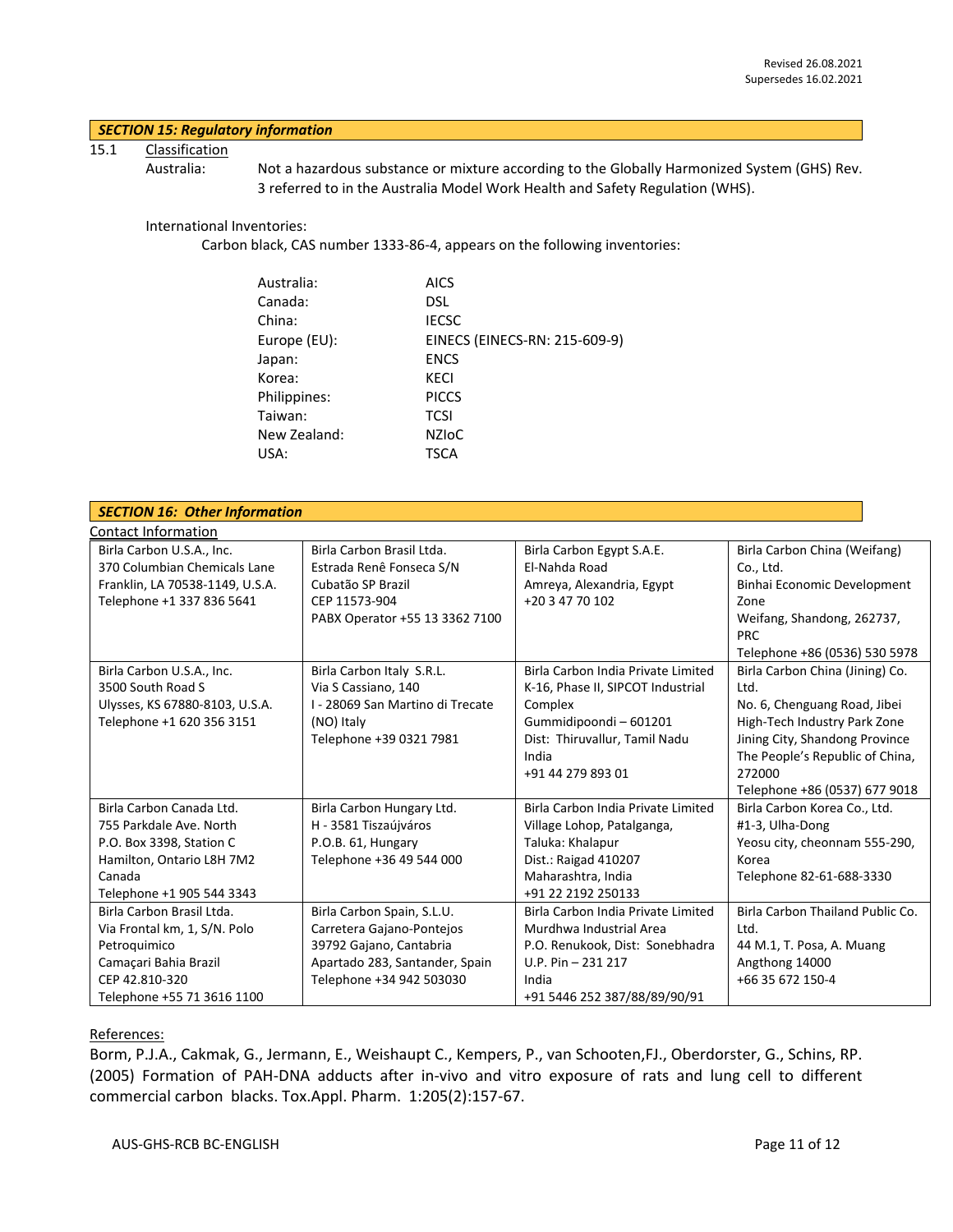## *SECTION 15: Regulatory information*

15.1 Classification

Australia: Not a hazardous substance or mixture according to the Globally Harmonized System (GHS) Rev. 3 referred to in the Australia Model Work Health and Safety Regulation (WHS).

International Inventories:

Carbon black, CAS number 1333-86-4, appears on the following inventories:

| | |
|---|---|
| Australia: | AICS |
| Canada: | DSL |
| China: | IECSC |
| Europe (EU): | EINECS (EINECS-RN: 215-609-9) |
| Japan: | ENCS |
| Korea: | KECI |
| Philippines: | PICCS |
| Taiwan: | TCSI |
| New Zealand: | NZIoC |
| USA: | TSCA |

## *SECTION 16: Other Information*

Contact Information

| | | | |
|---|---|---|---|
| Birla Carbon U.S.A., Inc.<br>370 Columbian Chemicals Lane<br>Franklin, LA 70538-1149, U.S.A.<br>Telephone +1 337 836 5641 | Birla Carbon Brasil Ltda.<br>Estrada Renê Fonseca S/N<br>Cubatão SP Brazil<br>CEP 11573-904<br>PABX Operator +55 13 3362 7100 | Birla Carbon Egypt S.A.E.<br>El-Nahda Road<br>Amreya, Alexandria, Egypt<br>+20 3 47 70 102 | Birla Carbon China (Weifang) Co., Ltd.<br>Binhai Economic Development Zone<br>Weifang, Shandong, 262737, PRC<br>Telephone +86 (0536) 530 5978 |
| Birla Carbon U.S.A., Inc.<br>3500 South Road S<br>Ulysses, KS 67880-8103, U.S.A.<br>Telephone +1 620 356 3151 | Birla Carbon Italy S.R.L.<br>Via S Cassiano, 140<br>I - 28069 San Martino di Trecate (NO) Italy<br>Telephone +39 0321 7981 | Birla Carbon India Private Limited<br>K-16, Phase II, SIPCOT Industrial Complex<br>Gummidipoondi – 601201<br>Dist: Thiruvallur, Tamil Nadu<br>India<br>+91 44 279 893 01 | Birla Carbon China (Jining) Co. Ltd.<br>No. 6, Chenguang Road, Jibei High-Tech Industry Park Zone<br>Jining City, Shandong Province<br>The People's Republic of China, 272000<br>Telephone +86 (0537) 677 9018 |
| Birla Carbon Canada Ltd.<br>755 Parkdale Ave. North<br>P.O. Box 3398, Station C<br>Hamilton, Ontario L8H 7M2<br>Canada<br>Telephone +1 905 544 3343 | Birla Carbon Hungary Ltd.<br>H - 3581 Tiszaújváros<br>P.O.B. 61, Hungary<br>Telephone +36 49 544 000 | Birla Carbon India Private Limited<br>Village Lohop, Patalganga,<br>Taluka: Khalapur<br>Dist.: Raigad 410207<br>Maharashtra, India<br>+91 22 2192 250133 | Birla Carbon Korea Co., Ltd.<br>#1-3, Ulha-Dong<br>Yeosu city, cheonnam 555-290, Korea<br>Telephone 82-61-688-3330 |
| Birla Carbon Brasil Ltda.<br>Via Frontal km, 1, S/N. Polo Petroquimico<br>Camaçari Bahia Brazil<br>CEP 42.810-320<br>Telephone +55 71 3616 1100 | Birla Carbon Spain, S.L.U.<br>Carretera Gajano-Pontejos<br>39792 Gajano, Cantabria<br>Apartado 283, Santander, Spain<br>Telephone +34 942 503030 | Birla Carbon India Private Limited<br>Murdhwa Industrial Area<br>P.O. Renukook, Dist: Sonebhadra<br>U.P. Pin – 231 217<br>India<br>+91 5446 252 387/88/89/90/91 | Birla Carbon Thailand Public Co. Ltd.<br>44 M.1, T. Posa, A. Muang<br>Angthong 14000<br>+66 35 672 150-4 |

References:

Borm, P.J.A., Cakmak, G., Jermann, E., Weishaupt C., Kempers, P., van Schooten,FJ., Oberdorster, G., Schins, RP. (2005) Formation of PAH-DNA adducts after in-vivo and vitro exposure of rats and lung cell to different commercial carbon blacks. Tox.Appl. Pharm. 1:205(2):157-67.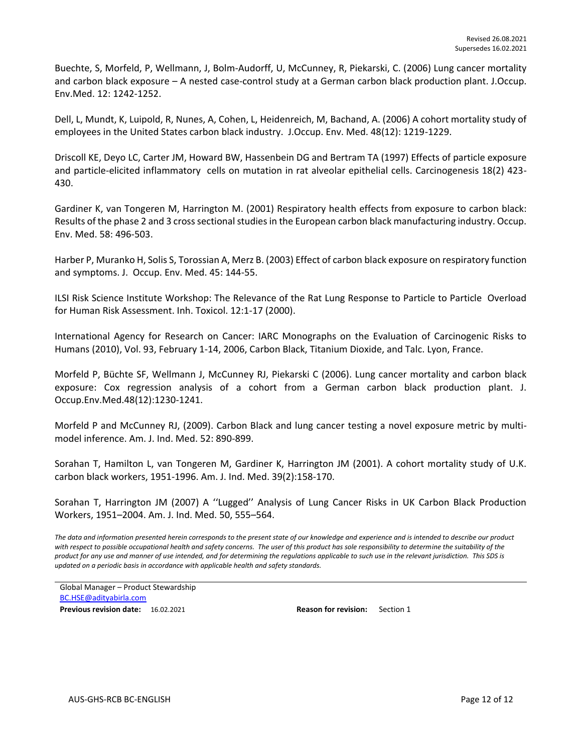Buechte, S, Morfeld, P, Wellmann, J, Bolm-Audorff, U, McCunney, R, Piekarski, C. (2006) Lung cancer mortality and carbon black exposure – A nested case-control study at a German carbon black production plant. J.Occup. Env.Med. 12: 1242-1252.

Dell, L, Mundt, K, Luipold, R, Nunes, A, Cohen, L, Heidenreich, M, Bachand, A. (2006) A cohort mortality study of employees in the United States carbon black industry. J.Occup. Env. Med. 48(12): 1219-1229.

Driscoll KE, Deyo LC, Carter JM, Howard BW, Hassenbein DG and Bertram TA (1997) Effects of particle exposure and particle-elicited inflammatory cells on mutation in rat alveolar epithelial cells. Carcinogenesis 18(2) 423-430.

Gardiner K, van Tongeren M, Harrington M. (2001) Respiratory health effects from exposure to carbon black: Results of the phase 2 and 3 cross sectional studies in the European carbon black manufacturing industry. Occup. Env. Med. 58: 496-503.

Harber P, Muranko H, Solis S, Torossian A, Merz B. (2003) Effect of carbon black exposure on respiratory function and symptoms. J. Occup. Env. Med. 45: 144-55.

ILSI Risk Science Institute Workshop: The Relevance of the Rat Lung Response to Particle to Particle Overload for Human Risk Assessment. Inh. Toxicol. 12:1-17 (2000).

International Agency for Research on Cancer: IARC Monographs on the Evaluation of Carcinogenic Risks to Humans (2010), Vol. 93, February 1-14, 2006, Carbon Black, Titanium Dioxide, and Talc. Lyon, France.

Morfeld P, Büchte SF, Wellmann J, McCunney RJ, Piekarski C (2006). Lung cancer mortality and carbon black exposure: Cox regression analysis of a cohort from a German carbon black production plant. J. Occup.Env.Med.48(12):1230-1241.

Morfeld P and McCunney RJ, (2009). Carbon Black and lung cancer testing a novel exposure metric by multi-model inference. Am. J. Ind. Med. 52: 890-899.

Sorahan T, Hamilton L, van Tongeren M, Gardiner K, Harrington JM (2001). A cohort mortality study of U.K. carbon black workers, 1951-1996. Am. J. Ind. Med. 39(2):158-170.

Sorahan T, Harrington JM (2007) A ''Lugged'' Analysis of Lung Cancer Risks in UK Carbon Black Production Workers, 1951–2004. Am. J. Ind. Med. 50, 555–564.

*The data and information presented herein corresponds to the present state of our knowledge and experience and is intended to describe our product with respect to possible occupational health and safety concerns. The user of this product has sole responsibility to determine the suitability of the product for any use and manner of use intended, and for determining the regulations applicable to such use in the relevant jurisdiction. This SDS is updated on a periodic basis in accordance with applicable health and safety standards.*

Global Manager – Product Stewardship
BC.HSE@adityabirla.com

**Previous revision date:** 16.02.2021 **Reason for revision:** Section 1